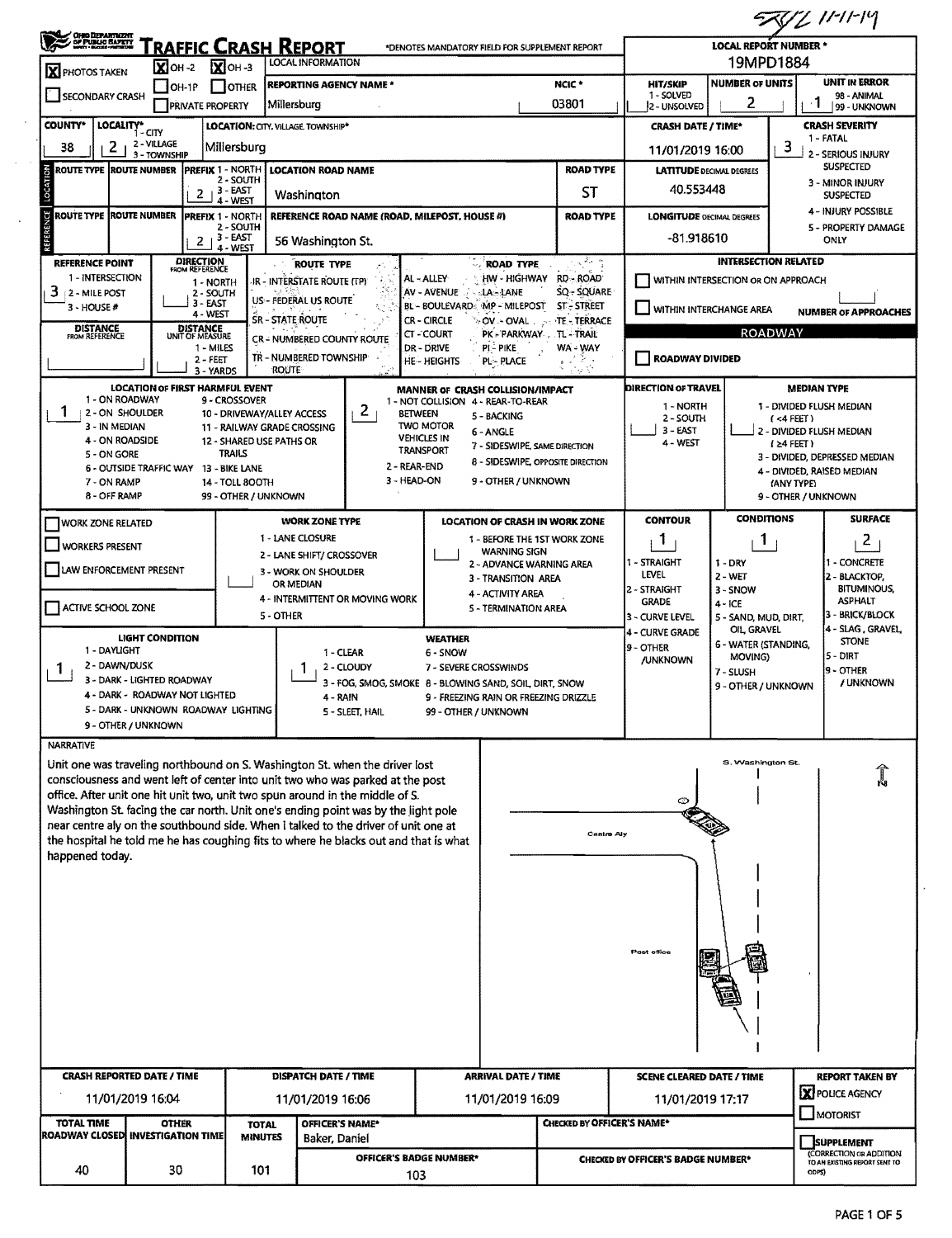SYZ 11-1-19

# TRAFFIC CRASH REPORT

*DENOTES MANDATORY FIELD FOR SUPPLEMENT REPORT

| | |
|---|---|
| LOCAL REPORT NUMBER * | 19MPD1884 |
| PHOTOS TAKEN | X |
| OH-2 | X |
| OH-3 | X |
| OH-1P | |
| OTHER | |
| SECONDARY CRASH | |
| PRIVATE PROPERTY | |
| LOCAL INFORMATION | |
| REPORTING AGENCY NAME * | Millersburg |
| NCIC * | 03801 |
| HIT/SKIP (1 - SOLVED, 2 - UNSOLVED) | |
| NUMBER OF UNITS | 2 |
| UNIT IN ERROR (98 - ANIMAL, 99 - UNKNOWN) | 1 |
| COUNTY* | 38 |
| LOCALITY* (1 - CITY, 2 - VILLAGE, 3 - TOWNSHIP) | 2 |
| LOCATION: CITY, VILLAGE, TOWNSHIP* | Millersburg |
| CRASH DATE / TIME* | 11/01/2019 16:00 |
| CRASH SEVERITY (1 - FATAL, 2 - SERIOUS INJURY SUSPECTED, 3 - MINOR INJURY SUSPECTED, 4 - INJURY POSSIBLE, 5 - PROPERTY DAMAGE ONLY) | 3 |

## LOCATION

| ROUTE TYPE | ROUTE NUMBER | PREFIX (1 - NORTH, 2 - SOUTH, 3 - EAST, 4 - WEST) | LOCATION ROAD NAME | ROAD TYPE | LATITUDE DECIMAL DEGREES |
|---|---|---|---|---|---|
| | | 2 | Washington | ST | 40.553448 |

## REFERENCE

| ROUTE TYPE | ROUTE NUMBER | PREFIX (1 - NORTH, 2 - SOUTH, 3 - EAST, 4 - WEST) | REFERENCE ROAD NAME (ROAD, MILEPOST, HOUSE #) | ROAD TYPE | LONGITUDE DECIMAL DEGREES |
|---|---|---|---|---|---|
| | | 2 | 56 Washington St. | | -81.918610 |

**REFERENCE POINT** (1 - INTERSECTION, 2 - MILE POST, 3 - HOUSE #): 3

**DIRECTION FROM REFERENCE** (1 - NORTH, 2 - SOUTH, 3 - EAST, 4 - WEST):

**DISTANCE FROM REFERENCE**:

**DISTANCE UNIT OF MEASURE** (1 - MILES, 2 - FEET, 3 - YARDS):

**ROUTE TYPE**: IR - INTERSTATE ROUTE (TP); US - FEDERAL US ROUTE; SR - STATE ROUTE; CR - NUMBERED COUNTY ROUTE; TR - NUMBERED TOWNSHIP ROUTE

**ROAD TYPE**: AL - ALLEY; AV - AVENUE; BL - BOULEVARD; CR - CIRCLE; CT - COURT; DR - DRIVE; HE - HEIGHTS; HW - HIGHWAY; LA - LANE; MP - MILEPOST; OV - OVAL; PK - PARKWAY; PI - PIKE; PL - PLACE; RD - ROAD; SQ - SQUARE; ST - STREET; TE - TERRACE; TL - TRAIL; WA - WAY

**INTERSECTION RELATED**: WITHIN INTERSECTION OR ON APPROACH [ ]; WITHIN INTERCHANGE AREA [ ]; NUMBER OF APPROACHES:

**ROADWAY**: ROADWAY DIVIDED [ ]

**LOCATION OF FIRST HARMFUL EVENT**: 1
1 - ON ROADWAY; 2 - ON SHOULDER; 3 - IN MEDIAN; 4 - ON ROADSIDE; 5 - ON GORE; 6 - OUTSIDE TRAFFIC WAY; 7 - ON RAMP; 8 - OFF RAMP; 9 - CROSSOVER; 10 - DRIVEWAY/ALLEY ACCESS; 11 - RAILWAY GRADE CROSSING; 12 - SHARED USE PATHS OR TRAILS; 13 - BIKE LANE; 14 - TOLL BOOTH; 99 - OTHER / UNKNOWN

**MANNER OF CRASH COLLISION/IMPACT**: 2
1 - NOT COLLISION BETWEEN TWO MOTOR VEHICLES IN TRANSPORT; 2 - REAR-END; 3 - HEAD-ON; 4 - REAR-TO-REAR; 5 - BACKING; 6 - ANGLE; 7 - SIDESWIPE, SAME DIRECTION; 8 - SIDESWIPE, OPPOSITE DIRECTION; 9 - OTHER / UNKNOWN

**DIRECTION OF TRAVEL** (1 - NORTH, 2 - SOUTH, 3 - EAST, 4 - WEST):

**MEDIAN TYPE**: 1 - DIVIDED FLUSH MEDIAN (<4 FEET); 2 - DIVIDED FLUSH MEDIAN (≥4 FEET); 3 - DIVIDED, DEPRESSED MEDIAN; 4 - DIVIDED, RAISED MEDIAN (ANY TYPE); 9 - OTHER / UNKNOWN

**WORK ZONE**: WORK ZONE RELATED [ ]; WORKERS PRESENT [ ]; LAW ENFORCEMENT PRESENT [ ]; ACTIVE SCHOOL ZONE [ ]

**WORK ZONE TYPE**: 1 - LANE CLOSURE; 2 - LANE SHIFT/ CROSSOVER; 3 - WORK ON SHOULDER OR MEDIAN; 4 - INTERMITTENT OR MOVING WORK; 5 - OTHER

**LOCATION OF CRASH IN WORK ZONE**: 1 - BEFORE THE 1ST WORK ZONE WARNING SIGN; 2 - ADVANCE WARNING AREA; 3 - TRANSITION AREA; 4 - ACTIVITY AREA; 5 - TERMINATION AREA

**CONTOUR**: 1
1 - STRAIGHT LEVEL; 2 - STRAIGHT GRADE; 3 - CURVE LEVEL; 4 - CURVE GRADE; 9 - OTHER /UNKNOWN

**CONDITIONS**: 1
1 - DRY; 2 - WET; 3 - SNOW; 4 - ICE; 5 - SAND, MUD, DIRT, OIL, GRAVEL; 6 - WATER (STANDING, MOVING); 7 - SLUSH; 9 - OTHER / UNKNOWN

**SURFACE**: 2
1 - CONCRETE; 2 - BLACKTOP, BITUMINOUS, ASPHALT; 3 - BRICK/BLOCK; 4 - SLAG, GRAVEL, STONE; 5 - DIRT; 9 - OTHER / UNKNOWN

**LIGHT CONDITION**: 1
1 - DAYLIGHT; 2 - DAWN/DUSK; 3 - DARK - LIGHTED ROADWAY; 4 - DARK - ROADWAY NOT LIGHTED; 5 - DARK - UNKNOWN ROADWAY LIGHTING; 9 - OTHER / UNKNOWN

**WEATHER**: 1
1 - CLEAR; 2 - CLOUDY; 3 - FOG, SMOG, SMOKE; 4 - RAIN; 5 - SLEET, HAIL; 6 - SNOW; 7 - SEVERE CROSSWINDS; 8 - BLOWING SAND, SOIL, DIRT, SNOW; 9 - FREEZING RAIN OR FREEZING DRIZZLE; 99 - OTHER / UNKNOWN

## NARRATIVE

Unit one was traveling northbound on S. Washington St. when the driver lost consciousness and went left of center into unit two who was parked at the post office. After unit one hit unit two, unit two spun around in the middle of S. Washington St. facing the car north. Unit one's ending point was by the light pole near centre aly on the southbound side. When I talked to the driver of unit one at the hospital he told me he has coughing fits to where he blacks out and that is what happened today.

(Diagram labels: S. Washington St.; N; Centre Aly; Post office)

| CRASH REPORTED DATE / TIME | DISPATCH DATE / TIME | ARRIVAL DATE / TIME | SCENE CLEARED DATE / TIME | REPORT TAKEN BY |
|---|---|---|---|---|
| 11/01/2019 16:04 | 11/01/2019 16:06 | 11/01/2019 16:09 | 11/01/2019 17:17 | [X] POLICE AGENCY [ ] MOTORIST |

| TOTAL TIME ROADWAY CLOSED | OTHER INVESTIGATION TIME | TOTAL MINUTES | OFFICER'S NAME* | CHECKED BY OFFICER'S NAME* | |
|---|---|---|---|---|---|
| 40 | 30 | 101 | Baker, Daniel | | [ ] SUPPLEMENT (CORRECTION OR ADDITION TO AN EXISTING REPORT SENT TO ODPS) |
| | | | OFFICER'S BADGE NUMBER*: 103 | CHECKED BY OFFICER'S BADGE NUMBER*: | |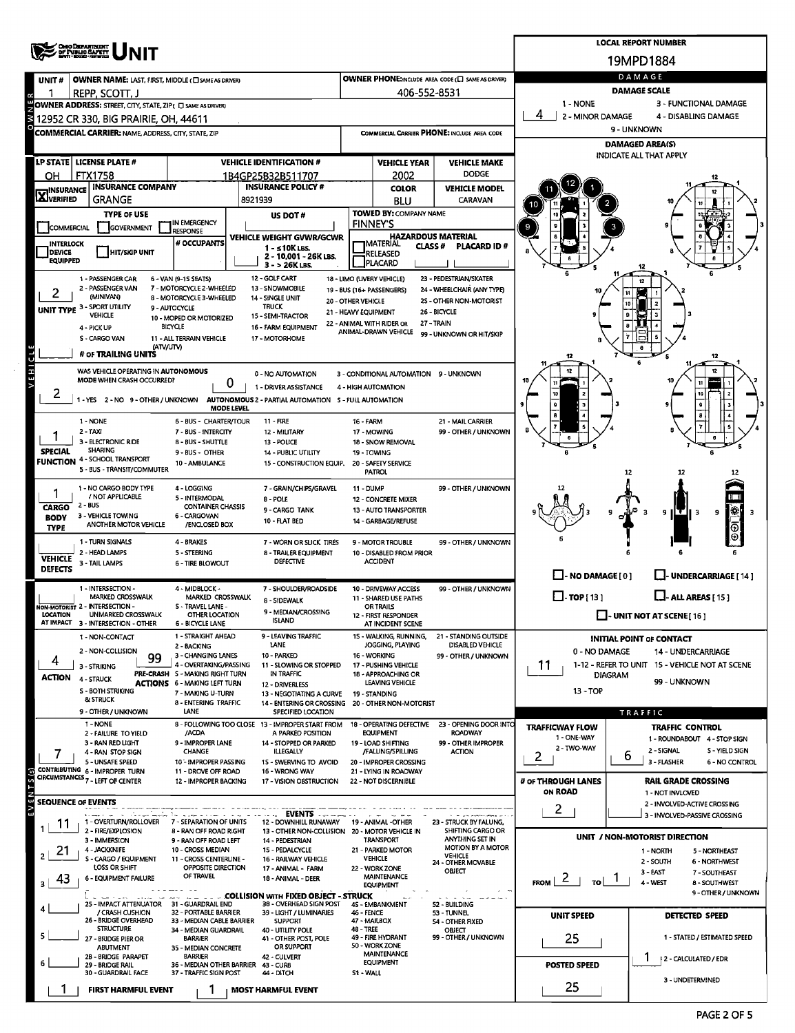# OHIO DEPARTMENT OF PUBLIC SAFETY — UNIT

**LOCAL REPORT NUMBER:** 19MPD1884

| UNIT # | OWNER NAME: LAST, FIRST, MIDDLE (☐ SAME AS DRIVER) | OWNER PHONE: INCLUDE AREA CODE (☐ SAME AS DRIVER) |
|---|---|---|
| 1 | REPP, SCOTT, J | 406-552-8531 |

**OWNER ADDRESS:** STREET, CITY, STATE, ZIP (☐ SAME AS DRIVER)
12952 CR 330, BIG PRAIRIE, OH, 44611

**COMMERCIAL CARRIER:** NAME, ADDRESS, CITY, STATE, ZIP

**COMMERCIAL CARRIER PHONE:** INCLUDE AREA CODE

| LP STATE | LICENSE PLATE # | VEHICLE IDENTIFICATION # | VEHICLE YEAR | VEHICLE MAKE |
|---|---|---|---|---|
| OH | FTX1758 | 1B4GP25B32B511707 | 2002 | DODGE |

| INSURANCE VERIFIED | INSURANCE COMPANY | INSURANCE POLICY # | COLOR | VEHICLE MODEL |
|---|---|---|---|---|
| X | GRANGE | 8921939 | BLU | CARAVAN |

**TYPE OF USE:** ☐ COMMERCIAL ☐ GOVERNMENT ☐ IN EMERGENCY RESPONSE

**US DOT #:**

**TOWED BY:** COMPANY NAME — FINNEY'S

☐ INTERLOCK DEVICE EQUIPPED ☐ HIT/SKIP UNIT

**# OCCUPANTS:**

**VEHICLE WEIGHT GVWR/GCWR:** 1 - ≤10K LBS. 2 - 10,001 - 26K LBS. 3 - > 26K LBS.

**HAZARDOUS MATERIAL:** ☐ MATERIAL RELEASED ☐ PLACARD — CLASS # — PLACARD ID #

**UNIT TYPE:** 2
1 - PASSENGER CAR, 2 - PASSENGER VAN (MINIVAN), 3 - SPORT UTILITY VEHICLE, 4 - PICK UP, 5 - CARGO VAN, 6 - VAN (9-15 SEATS), 7 - MOTORCYCLE 2-WHEELED, 8 - MOTORCYCLE 3-WHEELED, 9 - AUTOCYCLE, 10 - MOPED OR MOTORIZED BICYCLE, 11 - ALL TERRAIN VEHICLE (ATV/UTV), 12 - GOLF CART, 13 - SNOWMOBILE, 14 - SINGLE UNIT TRUCK, 15 - SEMI-TRACTOR, 16 - FARM EQUIPMENT, 17 - MOTORHOME, 18 - LIMO (LIVERY VEHICLE), 19 - BUS (16+ PASSENGERS), 20 - OTHER VEHICLE, 21 - HEAVY EQUIPMENT, 22 - ANIMAL WITH RIDER OR ANIMAL-DRAWN VEHICLE, 23 - PEDESTRIAN/SKATER, 24 - WHEELCHAIR (ANY TYPE), 25 - OTHER NON-MOTORIST, 26 - BICYCLE, 27 - TRAIN, 99 - UNKNOWN OR HIT/SKIP

**# OF TRAILING UNITS:**

**WAS VEHICLE OPERATING IN AUTONOMOUS MODE WHEN CRASH OCCURRED?** 2
1 - YES 2 - NO 9 - OTHER / UNKNOWN

**AUTONOMOUS MODE LEVEL:** 0
0 - NO AUTOMATION, 1 - DRIVER ASSISTANCE, 2 - PARTIAL AUTOMATION, 3 - CONDITIONAL AUTOMATION, 4 - HIGH AUTOMATION, 5 - FULL AUTOMATION, 9 - UNKNOWN

**SPECIAL FUNCTION:** 1
1 - NONE, 2 - TAXI, 3 - ELECTRONIC RIDE SHARING, 4 - SCHOOL TRANSPORT, 5 - BUS - TRANSIT/COMMUTER, 6 - BUS - CHARTER/TOUR, 7 - BUS - INTERCITY, 8 - BUS - SHUTTLE, 9 - BUS - OTHER, 10 - AMBULANCE, 11 - FIRE, 12 - MILITARY, 13 - POLICE, 14 - PUBLIC UTILITY, 15 - CONSTRUCTION EQUIP., 16 - FARM, 17 - MOWING, 18 - SNOW REMOVAL, 19 - TOWING, 20 - SAFETY SERVICE PATROL, 21 - MAIL CARRIER, 99 - OTHER / UNKNOWN

**CARGO BODY TYPE:** 1
1 - NO CARGO BODY TYPE / NOT APPLICABLE, 2 - BUS, 3 - VEHICLE TOWING ANOTHER MOTOR VEHICLE, 4 - LOGGING, 5 - INTERMODAL CONTAINER CHASSIS, 6 - CARGOVAN /ENCLOSED BOX, 7 - GRAIN/CHIPS/GRAVEL, 8 - POLE, 9 - CARGO TANK, 10 - FLAT BED, 11 - DUMP, 12 - CONCRETE MIXER, 13 - AUTO TRANSPORTER, 14 - GARBAGE/REFUSE, 99 - OTHER / UNKNOWN

**VEHICLE DEFECTS:**
1 - TURN SIGNALS, 2 - HEAD LAMPS, 3 - TAIL LAMPS, 4 - BRAKES, 5 - STEERING, 6 - TIRE BLOWOUT, 7 - WORN OR SLICK TIRES, 8 - TRAILER EQUIPMENT DEFECTIVE, 9 - MOTOR TROUBLE, 10 - DISABLED FROM PRIOR ACCIDENT, 99 - OTHER / UNKNOWN

**NON-MOTORIST LOCATION AT IMPACT:**
1 - INTERSECTION - MARKED CROSSWALK, 2 - INTERSECTION - UNMARKED CROSSWALK, 3 - INTERSECTION - OTHER, 4 - MIDBLOCK - MARKED CROSSWALK, 5 - TRAVEL LANE - OTHER LOCATION, 6 - BICYCLE LANE, 7 - SHOULDER/ROADSIDE, 8 - SIDEWALK, 9 - MEDIAN/CROSSING ISLAND, 10 - DRIVEWAY ACCESS, 11 - SHARED USE PATHS OR TRAILS, 12 - FIRST RESPONDER AT INCIDENT SCENE, 99 - OTHER / UNKNOWN

**ACTION:** 4
1 - NON-CONTACT, 2 - NON-COLLISION, 3 - STRIKING, 4 - STRUCK, 5 - BOTH STRIKING & STRUCK, 9 - OTHER / UNKNOWN

**PRE-CRASH ACTIONS:** 99
1 - STRAIGHT AHEAD, 2 - BACKING, 3 - CHANGING LANES, 4 - OVERTAKING/PASSING, 5 - MAKING RIGHT TURN, 6 - MAKING LEFT TURN, 7 - MAKING U-TURN, 8 - ENTERING TRAFFIC LANE, 9 - LEAVING TRAFFIC LANE, 10 - PARKED, 11 - SLOWING OR STOPPED IN TRAFFIC, 12 - DRIVERLESS, 13 - NEGOTIATING A CURVE, 14 - ENTERING OR CROSSING SPECIFIED LOCATION, 15 - WALKING, RUNNING, JOGGING, PLAYING, 16 - WORKING, 17 - PUSHING VEHICLE, 18 - APPROACHING OR LEAVING VEHICLE, 19 - STANDING, 20 - OTHER NON-MOTORIST, 21 - STANDING OUTSIDE DISABLED VEHICLE, 99 - OTHER / UNKNOWN

**CONTRIBUTING CIRCUMSTANCES:** 7
1 - NONE, 2 - FAILURE TO YIELD, 3 - RAN RED LIGHT, 4 - RAN STOP SIGN, 5 - UNSAFE SPEED, 6 - IMPROPER TURN, 7 - LEFT OF CENTER, 8 - FOLLOWING TOO CLOSE /ACDA, 9 - IMPROPER LANE CHANGE, 10 - IMPROPER PASSING, 11 - DROVE OFF ROAD, 12 - IMPROPER BACKING, 13 - IMPROPER START FROM A PARKED POSITION, 14 - STOPPED OR PARKED ILLEGALLY, 15 - SWERVING TO AVOID, 16 - WRONG WAY, 17 - VISION OBSTRUCTION, 18 - OPERATING DEFECTIVE EQUIPMENT, 19 - LOAD SHIFTING /FALLING/SPILLING, 20 - IMPROPER CROSSING, 21 - LYING IN ROADWAY, 22 - NOT DISCERNIBLE, 23 - OPENING DOOR INTO ROADWAY, 99 - OTHER IMPROPER ACTION

**SEQUENCE OF EVENTS:**

| # | Event |
|---|---|
| 1 | 11 |
| 2 | 21 |
| 3 | 43 |
| 4 | |
| 5 | |
| 6 | |

**EVENTS:** 1 - OVERTURN/ROLLOVER, 2 - FIRE/EXPLOSION, 3 - IMMERSION, 4 - JACKKNIFE, 5 - CARGO / EQUIPMENT LOSS OR SHIFT, 6 - EQUIPMENT FAILURE, 7 - SEPARATION OF UNITS, 8 - RAN OFF ROAD RIGHT, 9 - RAN OFF ROAD LEFT, 10 - CROSS MEDIAN, 11 - CROSS CENTERLINE - OPPOSITE DIRECTION OF TRAVEL, 12 - DOWNHILL RUNAWAY, 13 - OTHER NON-COLLISION, 14 - PEDESTRIAN, 15 - PEDALCYCLE, 16 - RAILWAY VEHICLE, 17 - ANIMAL - FARM, 18 - ANIMAL - DEER, 19 - ANIMAL -OTHER, 20 - MOTOR VEHICLE IN TRANSPORT, 21 - PARKED MOTOR VEHICLE, 22 - WORK ZONE MAINTENANCE EQUIPMENT, 23 - STRUCK BY FALLING, SHIFTING CARGO OR ANYTHING SET IN MOTION BY A MOTOR VEHICLE, 24 - OTHER MOVABLE OBJECT

**COLLISION WITH FIXED OBJECT - STRUCK:** 25 - IMPACT ATTENUATOR / CRASH CUSHION, 26 - BRIDGE OVERHEAD STRUCTURE, 27 - BRIDGE PIER OR ABUTMENT, 28 - BRIDGE PARAPET, 29 - BRIDGE RAIL, 30 - GUARDRAIL FACE, 31 - GUARDRAIL END, 32 - PORTABLE BARRIER, 33 - MEDIAN CABLE BARRIER, 34 - MEDIAN GUARDRAIL BARRIER, 35 - MEDIAN CONCRETE BARRIER, 36 - MEDIAN OTHER BARRIER, 37 - TRAFFIC SIGN POST, 38 - OVERHEAD SIGN POST, 39 - LIGHT / LUMINARIES SUPPORT, 40 - UTILITY POLE, 41 - OTHER POST, POLE OR SUPPORT, 42 - CULVERT, 43 - CURB, 44 - DITCH, 45 - EMBANKMENT, 46 - FENCE, 47 - MAILBOX, 48 - TREE, 49 - FIRE HYDRANT, 50 - WORK ZONE MAINTENANCE EQUIPMENT, 51 - WALL, 52 - BUILDING, 53 - TUNNEL, 54 - OTHER FIXED OBJECT, 99 - OTHER / UNKNOWN

**FIRST HARMFUL EVENT:** 1 **MOST HARMFUL EVENT:** 1

## DAMAGE

**DAMAGE SCALE:** 4
1 - NONE, 2 - MINOR DAMAGE, 3 - FUNCTIONAL DAMAGE, 4 - DISABLING DAMAGE, 9 - UNKNOWN

**DAMAGED AREA(S)** — INDICATE ALL THAT APPLY: 12, 1, 2, 3, 9, 10, 11

☐ NO DAMAGE [0] ☐ UNDERCARRIAGE [14] ☐ TOP [13] ☐ ALL AREAS [15] ☐ UNIT NOT AT SCENE [16]

**INITIAL POINT OF CONTACT:** 11
0 - NO DAMAGE, 1-12 - REFER TO UNIT DIAGRAM, 13 - TOP, 14 - UNDERCARRIAGE, 15 - VEHICLE NOT AT SCENE, 99 - UNKNOWN

## TRAFFIC

**TRAFFICWAY FLOW:** 2 (1 - ONE-WAY, 2 - TWO-WAY)

**TRAFFIC CONTROL:** 6
1 - ROUNDABOUT, 2 - SIGNAL, 3 - FLASHER, 4 - STOP SIGN, 5 - YIELD SIGN, 6 - NO CONTROL

**# OF THROUGH LANES ON ROAD:** 2

**RAIL GRADE CROSSING:** 1 - NOT INVLOVED, 2 - INVOLVED-ACTIVE CROSSING, 3 - INVOLVED-PASSIVE CROSSING

**UNIT / NON-MOTORIST DIRECTION:** FROM 2 TO 1
1 - NORTH, 2 - SOUTH, 3 - EAST, 4 - WEST, 5 - NORTHEAST, 6 - NORTHWEST, 7 - SOUTHEAST, 8 - SOUTHWEST, 9 - OTHER / UNKNOWN

**UNIT SPEED:** 25

**POSTED SPEED:** 25

**DETECTED SPEED:** 1
1 - STATED / ESTIMATED SPEED, 2 - CALCULATED / EDR, 3 - UNDETERMINED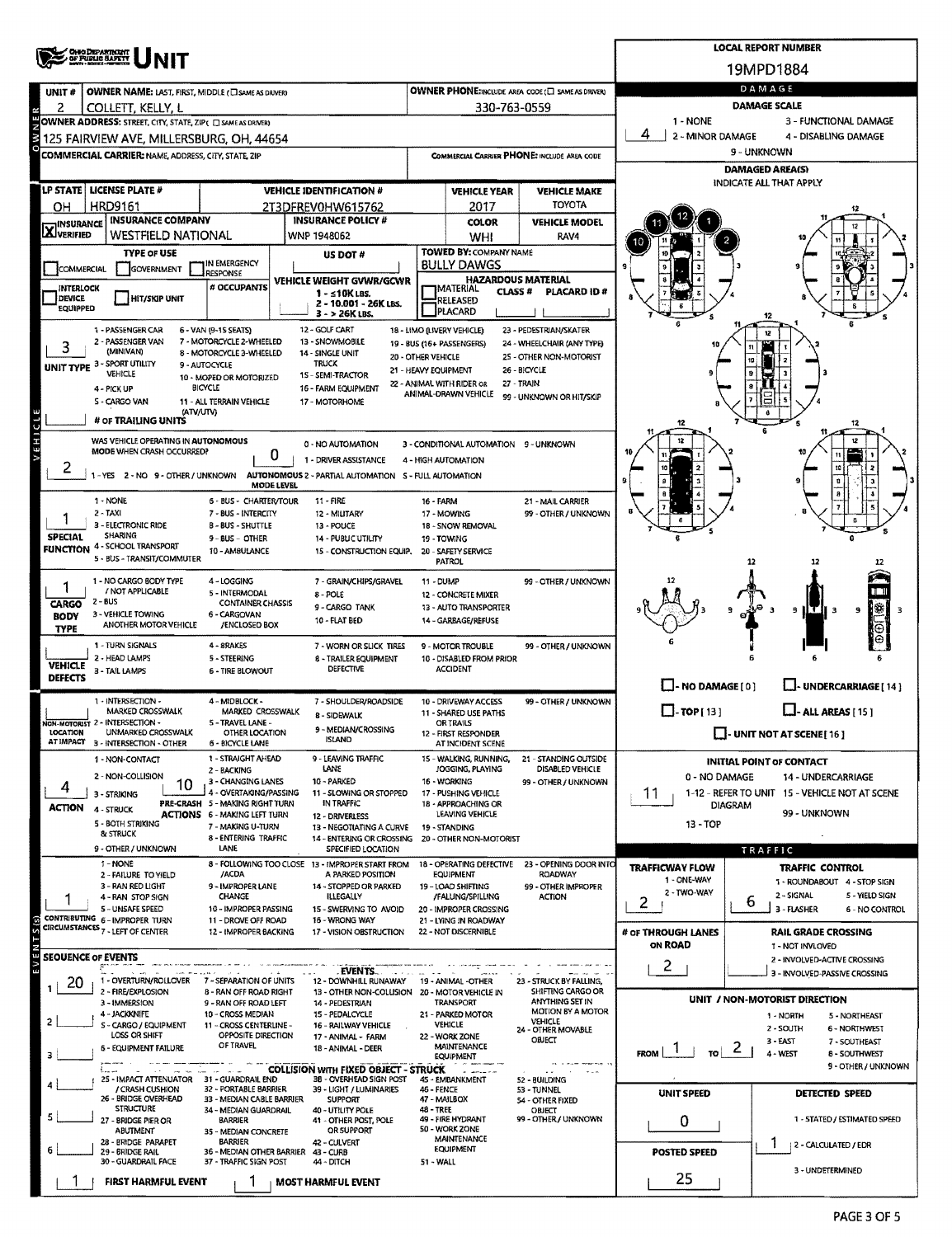# OHIO DEPARTMENT OF PUBLIC SAFETY UNIT

**LOCAL REPORT NUMBER:** 19MPD1884

## OWNER

| UNIT # | OWNER NAME: LAST, FIRST, MIDDLE (☐ SAME AS DRIVER) | OWNER PHONE: INCLUDE AREA CODE (☐ SAME AS DRIVER) |
|---|---|---|
| 2 | COLLETT, KELLY, L | 330-763-0559 |

**OWNER ADDRESS:** STREET, CITY, STATE, ZIP (☐ SAME AS DRIVER)
125 FAIRVIEW AVE, MILLERSBURG, OH, 44654

**COMMERCIAL CARRIER:** NAME, ADDRESS, CITY, STATE, ZIP

**COMMERCIAL CARRIER PHONE:** INCLUDE AREA CODE

## VEHICLE

| LP STATE | LICENSE PLATE # | VEHICLE IDENTIFICATION # | VEHICLE YEAR | VEHICLE MAKE |
|---|---|---|---|---|
| OH | HRD9161 | 2T3DFREV0HW615762 | 2017 | TOYOTA |

| INSURANCE | INSURANCE COMPANY | INSURANCE POLICY # | COLOR | VEHICLE MODEL |
|---|---|---|---|---|
| [X] VERIFIED | WESTFIELD NATIONAL | WNP 1948062 | WHI | RAV4 |

**TYPE OF USE:** ☐ COMMERCIAL ☐ GOVERNMENT ☐ IN EMERGENCY RESPONSE ☐ INTERLOCK DEVICE EQUIPPED ☐ HIT/SKIP UNIT

**US DOT #:**

**# OCCUPANTS:**

**VEHICLE WEIGHT GVWR/GCWR:** 1 - ≤10K LBS. 2 - 10.001 - 26K LBS. 3 - > 26K LBS.

**TOWED BY:** COMPANY NAME: BULLY DAWGS

**HAZARDOUS MATERIAL:** ☐ MATERIAL CLASS # ☐ RELEASED ☐ PLACARD — PLACARD ID #

**UNIT TYPE:** 3
1 - PASSENGER CAR, 2 - PASSENGER VAN (MINIVAN), 3 - SPORT UTILITY VEHICLE, 4 - PICK UP, 5 - CARGO VAN, 6 - VAN (9-15 SEATS), 7 - MOTORCYCLE 2-WHEELED, 8 - MOTORCYCLE 3-WHEELED, 9 - AUTOCYCLE, 10 - MOPED OR MOTORIZED BICYCLE, 11 - ALL TERRAIN VEHICLE (ATV/UTV), 12 - GOLF CART, 13 - SNOWMOBILE, 14 - SINGLE UNIT TRUCK, 15 - SEMI-TRACTOR, 16 - FARM EQUIPMENT, 17 - MOTORHOME, 18 - LIMO (LIVERY VEHICLE), 19 - BUS (16+ PASSENGERS), 20 - OTHER VEHICLE, 21 - HEAVY EQUIPMENT, 22 - ANIMAL WITH RIDER OR ANIMAL-DRAWN VEHICLE, 23 - PEDESTRIAN/SKATER, 24 - WHEELCHAIR (ANY TYPE), 25 - OTHER NON-MOTORIST, 26 - BICYCLE, 27 - TRAIN, 99 - UNKNOWN OR HIT/SKIP

**# OF TRAILING UNITS:**

**WAS VEHICLE OPERATING IN AUTONOMOUS MODE WHEN CRASH OCCURRED?** 2
1 - YES 2 - NO 9 - OTHER / UNKNOWN

**AUTONOMOUS MODE LEVEL:** 0
0 - NO AUTOMATION, 1 - DRIVER ASSISTANCE, 2 - PARTIAL AUTOMATION, 3 - CONDITIONAL AUTOMATION, 4 - HIGH AUTOMATION, 5 - FULL AUTOMATION, 9 - UNKNOWN

**SPECIAL FUNCTION:** 1
1 - NONE, 2 - TAXI, 3 - ELECTRONIC RIDE SHARING, 4 - SCHOOL TRANSPORT, 5 - BUS - TRANSIT/COMMUTER, 6 - BUS - CHARTER/TOUR, 7 - BUS - INTERCITY, 8 - BUS - SHUTTLE, 9 - BUS - OTHER, 10 - AMBULANCE, 11 - FIRE, 12 - MILITARY, 13 - POLICE, 14 - PUBLIC UTILITY, 15 - CONSTRUCTION EQUIP., 16 - FARM, 17 - MOWING, 18 - SNOW REMOVAL, 19 - TOWING, 20 - SAFETY SERVICE PATROL, 21 - MAIL CARRIER, 99 - OTHER / UNKNOWN

**CARGO BODY TYPE:** 1
1 - NO CARGO BODY TYPE / NOT APPLICABLE, 2 - BUS, 3 - VEHICLE TOWING ANOTHER MOTOR VEHICLE, 4 - LOGGING, 5 - INTERMODAL CONTAINER CHASSIS, 6 - CARGOVAN /ENCLOSED BOX, 7 - GRAIN/CHIPS/GRAVEL, 8 - POLE, 9 - CARGO TANK, 10 - FLAT BED, 11 - DUMP, 12 - CONCRETE MIXER, 13 - AUTO TRANSPORTER, 14 - GARBAGE/REFUSE, 99 - OTHER / UNKNOWN

**VEHICLE DEFECTS:**
1 - TURN SIGNALS, 2 - HEAD LAMPS, 3 - TAIL LAMPS, 4 - BRAKES, 5 - STEERING, 6 - TIRE BLOWOUT, 7 - WORN OR SLICK TIRES, 8 - TRAILER EQUIPMENT DEFECTIVE, 9 - MOTOR TROUBLE, 10 - DISABLED FROM PRIOR ACCIDENT, 99 - OTHER / UNKNOWN

**NON-MOTORIST LOCATION AT IMPACT:**
1 - INTERSECTION - MARKED CROSSWALK, 2 - INTERSECTION - UNMARKED CROSSWALK, 3 - INTERSECTION - OTHER, 4 - MIDBLOCK - MARKED CROSSWALK, 5 - TRAVEL LANE - OTHER LOCATION, 6 - BICYCLE LANE, 7 - SHOULDER/ROADSIDE, 8 - SIDEWALK, 9 - MEDIAN/CROSSING ISLAND, 10 - DRIVEWAY ACCESS, 11 - SHARED USE PATHS OR TRAILS, 12 - FIRST RESPONDER AT INCIDENT SCENE, 99 - OTHER / UNKNOWN

**ACTION:** 4
1 - NON-CONTACT, 2 - NON-COLLISION, 3 - STRIKING, 4 - STRUCK, 5 - BOTH STRIKING & STRUCK, 9 - OTHER / UNKNOWN

**PRE-CRASH ACTIONS:** 10
1 - STRAIGHT AHEAD, 2 - BACKING, 3 - CHANGING LANES, 4 - OVERTAKING/PASSING, 5 - MAKING RIGHT TURN, 6 - MAKING LEFT TURN, 7 - MAKING U-TURN, 8 - ENTERING TRAFFIC LANE, 9 - LEAVING TRAFFIC LANE, 10 - PARKED, 11 - SLOWING OR STOPPED IN TRAFFIC, 12 - DRIVERLESS, 13 - NEGOTIATING A CURVE, 14 - ENTERING OR CROSSING SPECIFIED LOCATION, 15 - WALKING, RUNNING, JOGGING, PLAYING, 16 - WORKING, 17 - PUSHING VEHICLE, 18 - APPROACHING OR LEAVING VEHICLE, 19 - STANDING, 20 - OTHER NON-MOTORIST, 21 - STANDING OUTSIDE DISABLED VEHICLE, 99 - OTHER / UNKNOWN

## EVENTS

**CONTRIBUTING CIRCUMSTANCES:** 1
1 - NONE, 2 - FAILURE TO YIELD, 3 - RAN RED LIGHT, 4 - RAN STOP SIGN, 5 - UNSAFE SPEED, 6 - IMPROPER TURN, 7 - LEFT OF CENTER, 8 - FOLLOWING TOO CLOSE /ACDA, 9 - IMPROPER LANE CHANGE, 10 - IMPROPER PASSING, 11 - DROVE OFF ROAD, 12 - IMPROPER BACKING, 13 - IMPROPER START FROM A PARKED POSITION, 14 - STOPPED OR PARKED ILLEGALLY, 15 - SWERVING TO AVOID, 16 - WRONG WAY, 17 - VISION OBSTRUCTION, 18 - OPERATING DEFECTIVE EQUIPMENT, 19 - LOAD SHIFTING /FALLING/SPILLING, 20 - IMPROPER CROSSING, 21 - LYING IN ROADWAY, 22 - NOT DISCERNIBLE, 23 - OPENING DOOR INTO ROADWAY, 99 - OTHER IMPROPER ACTION

**SEQUENCE OF EVENTS:**

| # | Event |
|---|---|
| 1 | 20 |
| 2 | |
| 3 | |
| 4 | |
| 5 | |
| 6 | |

**EVENTS:** 1 - OVERTURN/ROLLOVER, 2 - FIRE/EXPLOSION, 3 - IMMERSION, 4 - JACKKNIFE, 5 - CARGO / EQUIPMENT LOSS OR SHIFT, 6 - EQUIPMENT FAILURE, 7 - SEPARATION OF UNITS, 8 - RAN OFF ROAD RIGHT, 9 - RAN OFF ROAD LEFT, 10 - CROSS MEDIAN, 11 - CROSS CENTERLINE - OPPOSITE DIRECTION OF TRAVEL, 12 - DOWNHILL RUNAWAY, 13 - OTHER NON-COLLISION, 14 - PEDESTRIAN, 15 - PEDALCYCLE, 16 - RAILWAY VEHICLE, 17 - ANIMAL - FARM, 18 - ANIMAL - DEER, 19 - ANIMAL -OTHER, 20 - MOTOR VEHICLE IN TRANSPORT, 21 - PARKED MOTOR VEHICLE, 22 - WORK ZONE MAINTENANCE EQUIPMENT, 23 - STRUCK BY FALLING, SHIFTING CARGO OR ANYTHING SET IN MOTION BY A MOTOR VEHICLE, 24 - OTHER MOVABLE OBJECT

**COLLISION WITH FIXED OBJECT - STRUCK:** 25 - IMPACT ATTENUATOR / CRASH CUSHION, 26 - BRIDGE OVERHEAD STRUCTURE, 27 - BRIDGE PIER OR ABUTMENT, 28 - BRIDGE PARAPET, 29 - BRIDGE RAIL, 30 - GUARDRAIL FACE, 31 - GUARDRAIL END, 32 - PORTABLE BARRIER, 33 - MEDIAN CABLE BARRIER, 34 - MEDIAN GUARDRAIL BARRIER, 35 - MEDIAN CONCRETE BARRIER, 36 - MEDIAN OTHER BARRIER, 37 - TRAFFIC SIGN POST, 38 - OVERHEAD SIGN POST, 39 - LIGHT / LUMINARIES SUPPORT, 40 - UTILITY POLE, 41 - OTHER POST, POLE OR SUPPORT, 42 - CULVERT, 43 - CURB, 44 - DITCH, 45 - EMBANKMENT, 46 - FENCE, 47 - MAILBOX, 48 - TREE, 49 - FIRE HYDRANT, 50 - WORK ZONE MAINTENANCE EQUIPMENT, 51 - WALL, 52 - BUILDING, 53 - TUNNEL, 54 - OTHER FIXED OBJECT, 99 - OTHER / UNKNOWN

**FIRST HARMFUL EVENT:** 1 **MOST HARMFUL EVENT:** 1

## DAMAGE

**DAMAGE SCALE:** 4
1 - NONE, 2 - MINOR DAMAGE, 3 - FUNCTIONAL DAMAGE, 4 - DISABLING DAMAGE, 9 - UNKNOWN

**DAMAGED AREA(S):** INDICATE ALL THAT APPLY — 10, 11, 12, 1, 2

☐ - NO DAMAGE [0] ☐ - UNDERCARRIAGE [14] ☐ - TOP [13] ☐ - ALL AREAS [15] ☐ - UNIT NOT AT SCENE [16]

**INITIAL POINT OF CONTACT:** 11
0 - NO DAMAGE, 1-12 - REFER TO UNIT DIAGRAM, 13 - TOP, 14 - UNDERCARRIAGE, 15 - VEHICLE NOT AT SCENE, 99 - UNKNOWN

## TRAFFIC

**TRAFFICWAY FLOW:** 2 (1 - ONE-WAY, 2 - TWO-WAY)

**TRAFFIC CONTROL:** 6
1 - ROUNDABOUT, 2 - SIGNAL, 3 - FLASHER, 4 - STOP SIGN, 5 - YIELD SIGN, 6 - NO CONTROL

**# OF THROUGH LANES ON ROAD:** 2

**RAIL GRADE CROSSING:** 1 - NOT INVLOVED, 2 - INVOLVED-ACTIVE CROSSING, 3 - INVOLVED-PASSIVE CROSSING

**UNIT / NON-MOTORIST DIRECTION:** FROM 1 TO 2
1 - NORTH, 2 - SOUTH, 3 - EAST, 4 - WEST, 5 - NORTHEAST, 6 - NORTHWEST, 7 - SOUTHEAST, 8 - SOUTHWEST, 9 - OTHER / UNKNOWN

**UNIT SPEED:** 0

**DETECTED SPEED:** 1
1 - STATED / ESTIMATED SPEED, 2 - CALCULATED / EDR, 3 - UNDETERMINED

**POSTED SPEED:** 25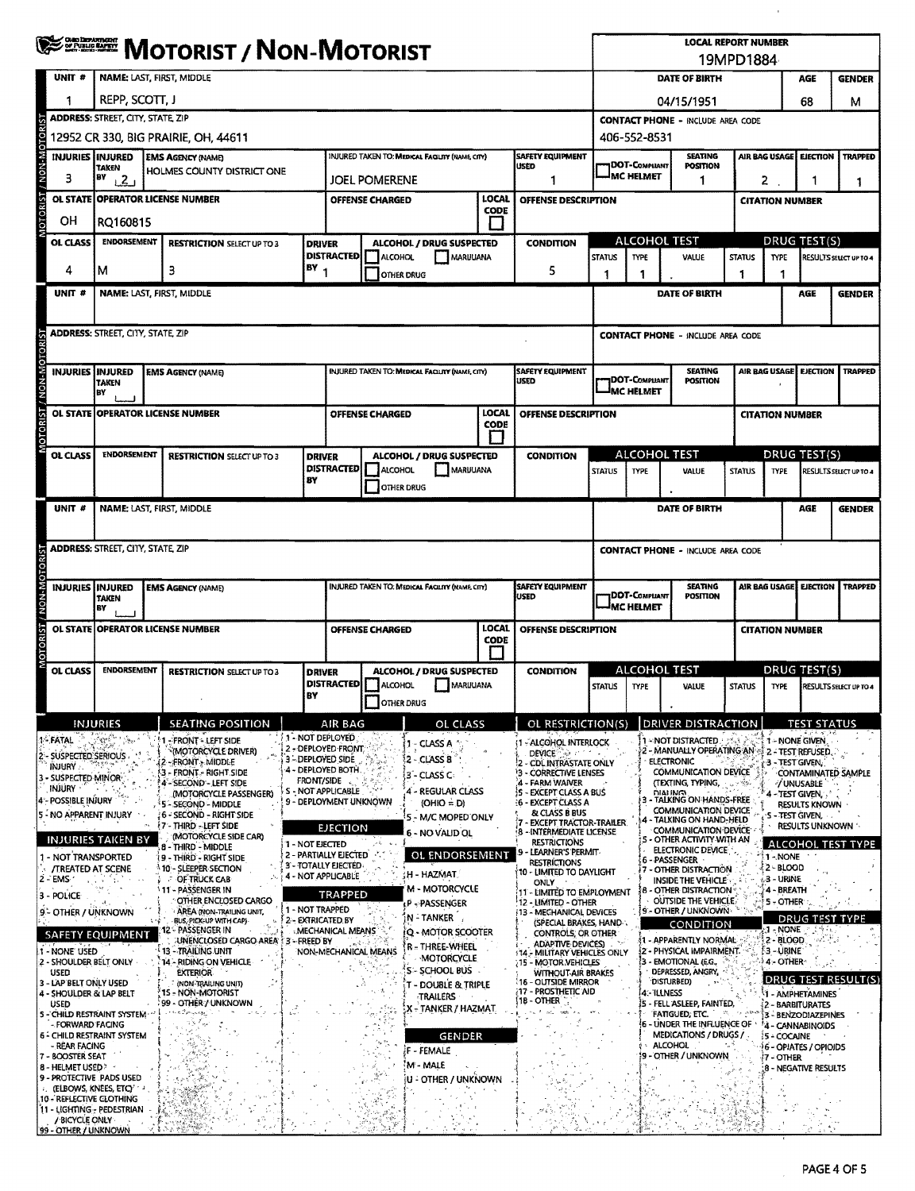# MOTORIST / NON-MOTORIST

OHIO DEPARTMENT OF PUBLIC SAFETY

**LOCAL REPORT NUMBER:** 19MPD1884

## Motorist / Non-Motorist 1

| UNIT # | NAME: LAST, FIRST, MIDDLE | DATE OF BIRTH | AGE | GENDER |
|---|---|---|---|---|
| 1 | REPP, SCOTT, J | 04/15/1951 | 68 | M |

| ADDRESS: STREET, CITY, STATE, ZIP | CONTACT PHONE - INCLUDE AREA CODE |
|---|---|
| 12952 CR 330, BIG PRAIRIE, OH, 44611 | 406-552-8531 |

| INJURIES | INJURED TAKEN BY | EMS AGENCY (NAME) | INJURED TAKEN TO: MEDICAL FACILITY (NAME, CITY) | SAFETY EQUIPMENT USED | DOT-COMPLIANT MC HELMET | SEATING POSITION | AIR BAG USAGE | EJECTION | TRAPPED |
|---|---|---|---|---|---|---|---|---|---|
| 3 | 2 | HOLMES COUNTY DISTRICT ONE | JOEL POMERENE | 1 | | 1 | 2 | 1 | 1 |

| OL STATE | OPERATOR LICENSE NUMBER | OFFENSE CHARGED | LOCAL CODE | OFFENSE DESCRIPTION | CITATION NUMBER |
|---|---|---|---|---|---|
| OH | RQ160815 | | | | |

| OL CLASS | ENDORSEMENT | RESTRICTION SELECT UP TO 3 | DRIVER DISTRACTED BY | ALCOHOL / DRUG SUSPECTED | CONDITION | ALCOHOL TEST STATUS | ALCOHOL TEST TYPE | ALCOHOL TEST VALUE | DRUG TEST STATUS | DRUG TEST TYPE | DRUG TEST RESULTS SELECT UP TO 4 |
|---|---|---|---|---|---|---|---|---|---|---|---|
| 4 | M | 3 | 1 | ☐ ALCOHOL ☐ MARIJUANA ☐ OTHER DRUG | 5 | 1 | 1 | . | 1 | 1 | |

## Motorist / Non-Motorist 2

| UNIT # | NAME: LAST, FIRST, MIDDLE | DATE OF BIRTH | AGE | GENDER |
|---|---|---|---|---|
| | | | | |

| ADDRESS: STREET, CITY, STATE, ZIP | CONTACT PHONE - INCLUDE AREA CODE |
|---|---|
| | |

| INJURIES | INJURED TAKEN BY | EMS AGENCY (NAME) | INJURED TAKEN TO: MEDICAL FACILITY (NAME, CITY) | SAFETY EQUIPMENT USED | DOT-COMPLIANT MC HELMET | SEATING POSITION | AIR BAG USAGE | EJECTION | TRAPPED |
|---|---|---|---|---|---|---|---|---|---|
| | | | | | | | | | |

| OL STATE | OPERATOR LICENSE NUMBER | OFFENSE CHARGED | LOCAL CODE | OFFENSE DESCRIPTION | CITATION NUMBER |
|---|---|---|---|---|---|
| | | | | | |

| OL CLASS | ENDORSEMENT | RESTRICTION SELECT UP TO 3 | DRIVER DISTRACTED BY | ALCOHOL / DRUG SUSPECTED | CONDITION | ALCOHOL TEST STATUS | ALCOHOL TEST TYPE | ALCOHOL TEST VALUE | DRUG TEST STATUS | DRUG TEST TYPE | DRUG TEST RESULTS SELECT UP TO 4 |
|---|---|---|---|---|---|---|---|---|---|---|---|
| | | | | ☐ ALCOHOL ☐ MARIJUANA ☐ OTHER DRUG | | | | . | | | |

## Motorist / Non-Motorist 3

| UNIT # | NAME: LAST, FIRST, MIDDLE | DATE OF BIRTH | AGE | GENDER |
|---|---|---|---|---|
| | | | | |

| ADDRESS: STREET, CITY, STATE, ZIP | CONTACT PHONE - INCLUDE AREA CODE |
|---|---|
| | |

| INJURIES | INJURED TAKEN BY | EMS AGENCY (NAME) | INJURED TAKEN TO: MEDICAL FACILITY (NAME, CITY) | SAFETY EQUIPMENT USED | DOT-COMPLIANT MC HELMET | SEATING POSITION | AIR BAG USAGE | EJECTION | TRAPPED |
|---|---|---|---|---|---|---|---|---|---|
| | | | | | | | | | |

| OL STATE | OPERATOR LICENSE NUMBER | OFFENSE CHARGED | LOCAL CODE | OFFENSE DESCRIPTION | CITATION NUMBER |
|---|---|---|---|---|---|
| | | | | | |

| OL CLASS | ENDORSEMENT | RESTRICTION SELECT UP TO 3 | DRIVER DISTRACTED BY | ALCOHOL / DRUG SUSPECTED | CONDITION | ALCOHOL TEST STATUS | ALCOHOL TEST TYPE | ALCOHOL TEST VALUE | DRUG TEST STATUS | DRUG TEST TYPE | DRUG TEST RESULTS SELECT UP TO 4 |
|---|---|---|---|---|---|---|---|---|---|---|---|
| | | | | ☐ ALCOHOL ☐ MARIJUANA ☐ OTHER DRUG | | | | . | | | |

## Codes

### INJURIES
1 - FATAL
2 - SUSPECTED SERIOUS INJURY
3 - SUSPECTED MINOR INJURY
4 - POSSIBLE INJURY
5 - NO APPARENT INJURY

### INJURIES TAKEN BY
1 - NOT TRANSPORTED /TREATED AT SCENE
2 - EMS
3 - POLICE
9 - OTHER / UNKNOWN

### SAFETY EQUIPMENT
1 - NONE USED
2 - SHOULDER BELT ONLY USED
3 - LAP BELT ONLY USED
4 - SHOULDER & LAP BELT USED
5 - CHILD RESTRAINT SYSTEM - FORWARD FACING
6 - CHILD RESTRAINT SYSTEM - REAR FACING
7 - BOOSTER SEAT
8 - HELMET USED
9 - PROTECTIVE PADS USED (ELBOWS, KNEES, ETC)
10 - REFLECTIVE CLOTHING
11 - LIGHTING - PEDESTRIAN / BICYCLE ONLY
99 - OTHER / UNKNOWN

### SEATING POSITION
1 - FRONT - LEFT SIDE (MOTORCYCLE DRIVER)
2 - FRONT - MIDDLE
3 - FRONT - RIGHT SIDE
4 - SECOND - LEFT SIDE (MOTORCYCLE PASSENGER)
5 - SECOND - MIDDLE
6 - SECOND - RIGHT SIDE
7 - THIRD - LEFT SIDE (MOTORCYCLE SIDE CAR)
8 - THIRD - MIDDLE
9 - THIRD - RIGHT SIDE
10 - SLEEPER SECTION OF TRUCK CAB
11 - PASSENGER IN OTHER ENCLOSED CARGO AREA (NON-TRAILING UNIT, BUS, PICK-UP WITH CAP)
12 - PASSENGER IN UNENCLOSED CARGO AREA
13 - TRAILING UNIT
14 - RIDING ON VEHICLE EXTERIOR (NON-TRAILING UNIT)
15 - NON-MOTORIST
99 - OTHER / UNKNOWN

### AIR BAG
1 - NOT DEPLOYED
2 - DEPLOYED FRONT
3 - DEPLOYED SIDE
4 - DEPLOYED BOTH FRONT/SIDE
5 - NOT APPLICABLE
9 - DEPLOYMENT UNKNOWN

### EJECTION
1 - NOT EJECTED
2 - PARTIALLY EJECTED
3 - TOTALLY EJECTED
4 - NOT APPLICABLE

### TRAPPED
1 - NOT TRAPPED
2 - EXTRICATED BY MECHANICAL MEANS
3 - FREED BY NON-MECHANICAL MEANS

### OL CLASS
1 - CLASS A
2 - CLASS B
3 - CLASS C
4 - REGULAR CLASS (OHIO = D)
5 - M/C MOPED ONLY
6 - NO VALID OL

### OL ENDORSEMENT
H - HAZMAT
M - MOTORCYCLE
P - PASSENGER
N - TANKER
Q - MOTOR SCOOTER
R - THREE-WHEEL MOTORCYCLE
S - SCHOOL BUS
T - DOUBLE & TRIPLE TRAILERS
X - TANKER / HAZMAT

### GENDER
F - FEMALE
M - MALE
U - OTHER / UNKNOWN

### OL RESTRICTION(S)
1 - ALCOHOL INTERLOCK DEVICE
2 - CDL INTRASTATE ONLY
3 - CORRECTIVE LENSES
4 - FARM WAIVER
5 - EXCEPT CLASS A BUS
6 - EXCEPT CLASS A & CLASS B BUS
7 - EXCEPT TRACTOR-TRAILER
8 - INTERMEDIATE LICENSE RESTRICTIONS
9 - LEARNER'S PERMIT RESTRICTIONS
10 - LIMITED TO DAYLIGHT ONLY
11 - LIMITED TO EMPLOYMENT
12 - LIMITED - OTHER
13 - MECHANICAL DEVICES (SPECIAL BRAKES, HAND CONTROLS, OR OTHER ADAPTIVE DEVICES)
14 - MILITARY VEHICLES ONLY
15 - MOTOR VEHICLES WITHOUT AIR BRAKES
16 - OUTSIDE MIRROR
17 - PROSTHETIC AID
18 - OTHER

### DRIVER DISTRACTION
1 - NOT DISTRACTED
2 - MANUALLY OPERATING AN ELECTRONIC COMMUNICATION DEVICE (TEXTING, TYPING, DIALING)
3 - TALKING ON HANDS-FREE COMMUNICATION DEVICE
4 - TALKING ON HAND-HELD COMMUNICATION DEVICE
5 - OTHER ACTIVITY WITH AN ELECTRONIC DEVICE
6 - PASSENGER
7 - OTHER DISTRACTION INSIDE THE VEHICLE
8 - OTHER DISTRACTION OUTSIDE THE VEHICLE
9 - OTHER / UNKNOWN

### CONDITION
1 - APPARENTLY NORMAL
2 - PHYSICAL IMPAIRMENT
3 - EMOTIONAL (E.G., DEPRESSED, ANGRY, DISTURBED)
4 - ILLNESS
5 - FELL ASLEEP, FAINTED, FATIGUED, ETC.
6 - UNDER THE INFLUENCE OF MEDICATIONS / DRUGS / ALCOHOL
9 - OTHER / UNKNOWN

### TEST STATUS
1 - NONE GIVEN
2 - TEST REFUSED
3 - TEST GIVEN, CONTAMINATED SAMPLE / UNUSABLE
4 - TEST GIVEN, RESULTS KNOWN
5 - TEST GIVEN, RESULTS UNKNOWN

### ALCOHOL TEST TYPE
1 - NONE
2 - BLOOD
3 - URINE
4 - BREATH
5 - OTHER

### DRUG TEST TYPE
1 - NONE
2 - BLOOD
3 - URINE
4 - OTHER

### DRUG TEST RESULT(S)
1 - AMPHETAMINES
2 - BARBITURATES
3 - BENZODIAZEPINES
4 - CANNABINOIDS
5 - COCAINE
6 - OPIATES / OPIOIDS
7 - OTHER
8 - NEGATIVE RESULTS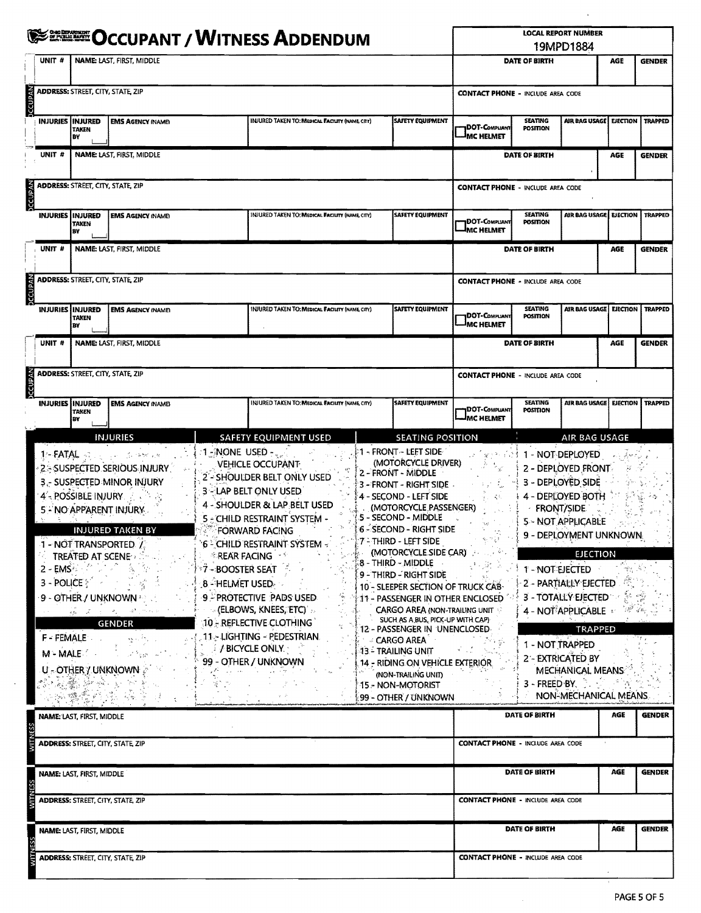# OCCUPANT / WITNESS ADDENDUM

**LOCAL REPORT NUMBER**
19MPD1884

## OCCUPANT

| UNIT # | NAME: LAST, FIRST, MIDDLE | DATE OF BIRTH | AGE | GENDER |
|---|---|---|---|---|
| | | | | |

| ADDRESS: STREET, CITY, STATE, ZIP | CONTACT PHONE - INCLUDE AREA CODE |
|---|---|
| | |

| INJURIES | INJURED TAKEN BY | EMS AGENCY (NAME) | INJURED TAKEN TO: MEDICAL FACILITY (NAME, CITY) | SAFETY EQUIPMENT | DOT-COMPLIANT MC HELMET | SEATING POSITION | AIR BAG USAGE | EJECTION | TRAPPED |
|---|---|---|---|---|---|---|---|---|---|
| | | | | | | | | | |

## OCCUPANT

| UNIT # | NAME: LAST, FIRST, MIDDLE | DATE OF BIRTH | AGE | GENDER |
|---|---|---|---|---|
| | | | | |

| ADDRESS: STREET, CITY, STATE, ZIP | CONTACT PHONE - INCLUDE AREA CODE |
|---|---|
| | |

| INJURIES | INJURED TAKEN BY | EMS AGENCY (NAME) | INJURED TAKEN TO: MEDICAL FACILITY (NAME, CITY) | SAFETY EQUIPMENT | DOT-COMPLIANT MC HELMET | SEATING POSITION | AIR BAG USAGE | EJECTION | TRAPPED |
|---|---|---|---|---|---|---|---|---|---|
| | | | | | | | | | |

## OCCUPANT

| UNIT # | NAME: LAST, FIRST, MIDDLE | DATE OF BIRTH | AGE | GENDER |
|---|---|---|---|---|
| | | | | |

| ADDRESS: STREET, CITY, STATE, ZIP | CONTACT PHONE - INCLUDE AREA CODE |
|---|---|
| | |

| INJURIES | INJURED TAKEN BY | EMS AGENCY (NAME) | INJURED TAKEN TO: MEDICAL FACILITY (NAME, CITY) | SAFETY EQUIPMENT | DOT-COMPLIANT MC HELMET | SEATING POSITION | AIR BAG USAGE | EJECTION | TRAPPED |
|---|---|---|---|---|---|---|---|---|---|
| | | | | | | | | | |

## OCCUPANT

| UNIT # | NAME: LAST, FIRST, MIDDLE | DATE OF BIRTH | AGE | GENDER |
|---|---|---|---|---|
| | | | | |

| ADDRESS: STREET, CITY, STATE, ZIP | CONTACT PHONE - INCLUDE AREA CODE |
|---|---|
| | |

| INJURIES | INJURED TAKEN BY | EMS AGENCY (NAME) | INJURED TAKEN TO: MEDICAL FACILITY (NAME, CITY) | SAFETY EQUIPMENT | DOT-COMPLIANT MC HELMET | SEATING POSITION | AIR BAG USAGE | EJECTION | TRAPPED |
|---|---|---|---|---|---|---|---|---|---|
| | | | | | | | | | |

### INJURIES
1 - FATAL
2 - SUSPECTED SERIOUS INJURY
3 - SUSPECTED MINOR INJURY
4 - POSSIBLE INJURY
5 - NO APPARENT INJURY

### INJURED TAKEN BY
1 - NOT TRANSPORTED / TREATED AT SCENE
2 - EMS
3 - POLICE
9 - OTHER / UNKNOWN

### GENDER
F - FEMALE
M - MALE
U - OTHER / UNKNOWN

### SAFETY EQUIPMENT USED
1 - NONE USED - VEHICLE OCCUPANT
2 - SHOULDER BELT ONLY USED
3 - LAP BELT ONLY USED
4 - SHOULDER & LAP BELT USED
5 - CHILD RESTRAINT SYSTEM - FORWARD FACING
6 - CHILD RESTRAINT SYSTEM - REAR FACING
7 - BOOSTER SEAT
8 - HELMET USED
9 - PROTECTIVE PADS USED (ELBOWS, KNEES, ETC)
10 - REFLECTIVE CLOTHING
11 - LIGHTING - PEDESTRIAN / BICYCLE ONLY
99 - OTHER / UNKNOWN

### SEATING POSITION
1 - FRONT - LEFT SIDE (MOTORCYCLE DRIVER)
2 - FRONT - MIDDLE
3 - FRONT - RIGHT SIDE
4 - SECOND - LEFT SIDE (MOTORCYCLE PASSENGER)
5 - SECOND - MIDDLE
6 - SECOND - RIGHT SIDE
7 - THIRD - LEFT SIDE (MOTORCYCLE SIDE CAR)
8 - THIRD - MIDDLE
9 - THIRD - RIGHT SIDE
10 - SLEEPER SECTION OF TRUCK CAB
11 - PASSENGER IN OTHER ENCLOSED CARGO AREA (NON-TRAILING UNIT SUCH AS A BUS, PICK-UP WITH CAP)
12 - PASSENGER IN UNENCLOSED CARGO AREA
13 - TRAILING UNIT
14 - RIDING ON VEHICLE EXTERIOR (NON-TRAILING UNIT)
15 - NON-MOTORIST
99 - OTHER / UNKNOWN

### AIR BAG USAGE
1 - NOT DEPLOYED
2 - DEPLOYED FRONT
3 - DEPLOYED SIDE
4 - DEPLOYED BOTH FRONT/SIDE
5 - NOT APPLICABLE
9 - DEPLOYMENT UNKNOWN

### EJECTION
1 - NOT EJECTED
2 - PARTIALLY EJECTED
3 - TOTALLY EJECTED
4 - NOT APPLICABLE

### TRAPPED
1 - NOT TRAPPED
2 - EXTRICATED BY MECHANICAL MEANS
3 - FREED BY NON-MECHANICAL MEANS

## WITNESS

| NAME: LAST, FIRST, MIDDLE | DATE OF BIRTH | AGE | GENDER |
|---|---|---|---|
| | | | |

| ADDRESS: STREET, CITY, STATE, ZIP | CONTACT PHONE - INCLUDE AREA CODE |
|---|---|
| | |

## WITNESS

| NAME: LAST, FIRST, MIDDLE | DATE OF BIRTH | AGE | GENDER |
|---|---|---|---|
| | | | |

| ADDRESS: STREET, CITY, STATE, ZIP | CONTACT PHONE - INCLUDE AREA CODE |
|---|---|
| | |

## WITNESS

| NAME: LAST, FIRST, MIDDLE | DATE OF BIRTH | AGE | GENDER |
|---|---|---|---|
| | | | |

| ADDRESS: STREET, CITY, STATE, ZIP | CONTACT PHONE - INCLUDE AREA CODE |
|---|---|
| | |